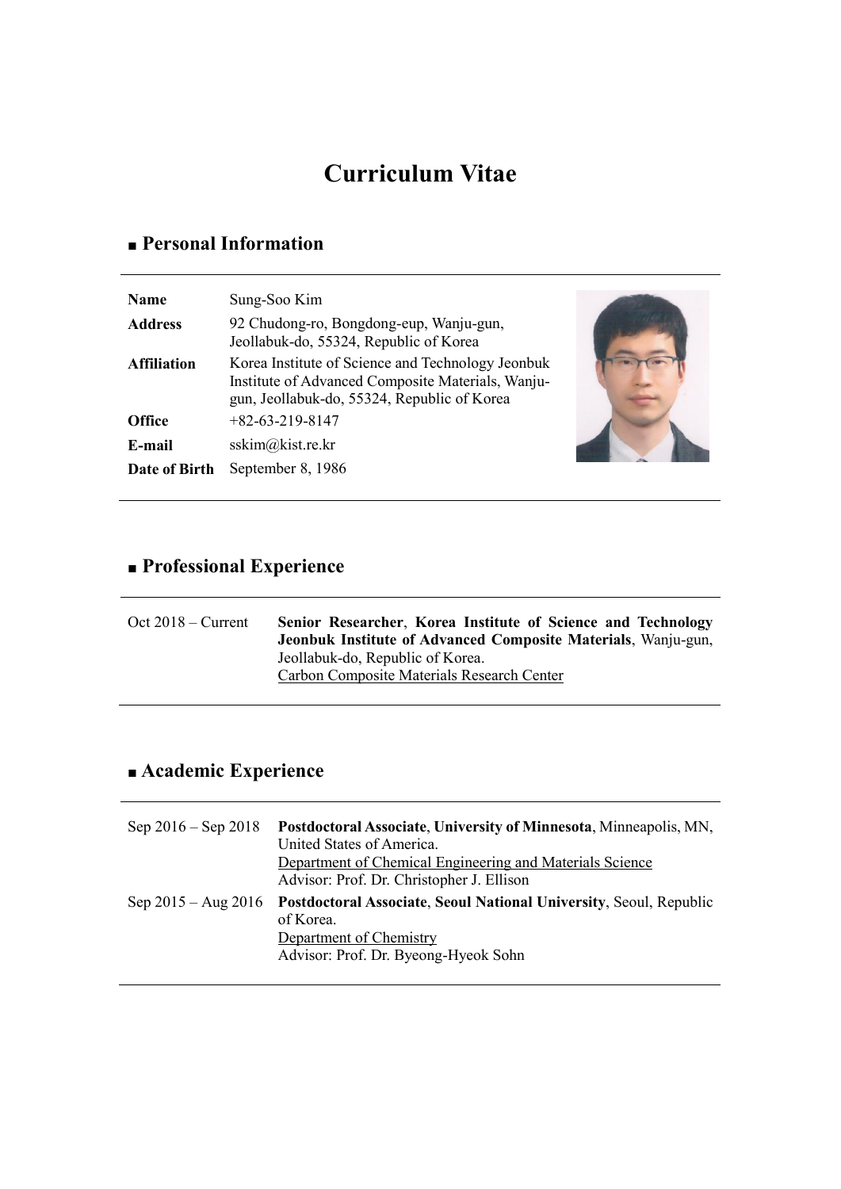# Curriculum Vitae

## ■ Personal Information

| | |
|---|---|
| **Name** | Sung-Soo Kim |
| **Address** | 92 Chudong-ro, Bongdong-eup, Wanju-gun, Jeollabuk-do, 55324, Republic of Korea |
| **Affiliation** | Korea Institute of Science and Technology Jeonbuk Institute of Advanced Composite Materials, Wanju-gun, Jeollabuk-do, 55324, Republic of Korea |
| **Office** | +82-63-219-8147 |
| **E-mail** | sskim@kist.re.kr |
| **Date of Birth** | September 8, 1986 |

## ■ Professional Experience

| | |
|---|---|
| Oct 2018 – Current | **Senior Researcher**, **Korea Institute of Science and Technology Jeonbuk Institute of Advanced Composite Materials**, Wanju-gun, Jeollabuk-do, Republic of Korea.<br>Carbon Composite Materials Research Center |

## ■ Academic Experience

| | |
|---|---|
| Sep 2016 – Sep 2018 | **Postdoctoral Associate**, **University of Minnesota**, Minneapolis, MN, United States of America.<br>Department of Chemical Engineering and Materials Science<br>Advisor: Prof. Dr. Christopher J. Ellison |
| Sep 2015 – Aug 2016 | **Postdoctoral Associate**, **Seoul National University**, Seoul, Republic of Korea.<br>Department of Chemistry<br>Advisor: Prof. Dr. Byeong-Hyeok Sohn |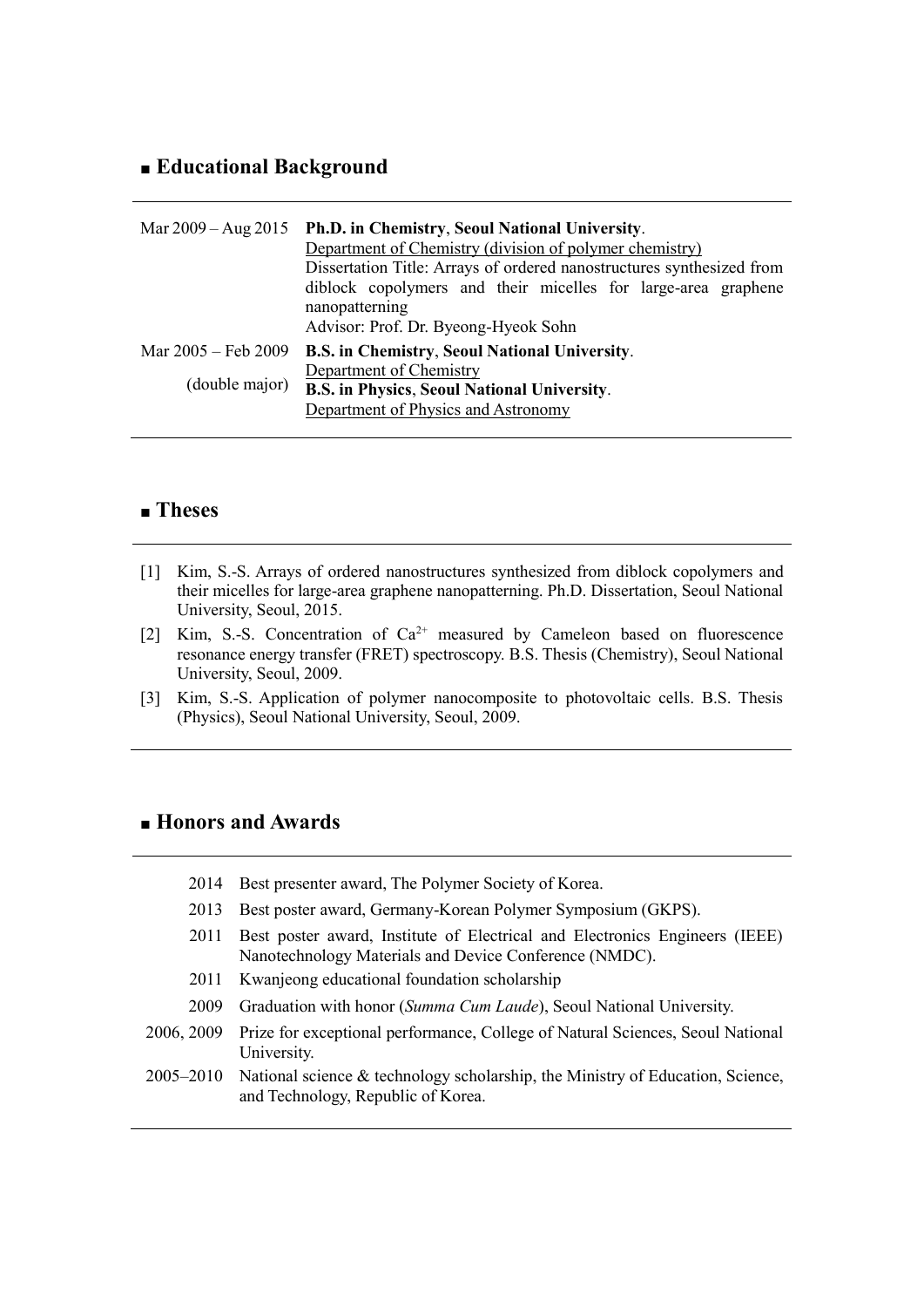## ■ Educational Background

| | |
|---|---|
| Mar 2009 – Aug 2015 | **Ph.D. in Chemistry**, **Seoul National University**.<br>Department of Chemistry (division of polymer chemistry)<br>Dissertation Title: Arrays of ordered nanostructures synthesized from diblock copolymers and their micelles for large-area graphene nanopatterning<br>Advisor: Prof. Dr. Byeong-Hyeok Sohn |
| Mar 2005 – Feb 2009<br>(double major) | **B.S. in Chemistry**, **Seoul National University**.<br>Department of Chemistry<br>**B.S. in Physics**, **Seoul National University**.<br>Department of Physics and Astronomy |

## ■ Theses

[1] Kim, S.-S. Arrays of ordered nanostructures synthesized from diblock copolymers and their micelles for large-area graphene nanopatterning. Ph.D. Dissertation, Seoul National University, Seoul, 2015.

[2] Kim, S.-S. Concentration of $Ca^{2+}$ measured by Cameleon based on fluorescence resonance energy transfer (FRET) spectroscopy. B.S. Thesis (Chemistry), Seoul National University, Seoul, 2009.

[3] Kim, S.-S. Application of polymer nanocomposite to photovoltaic cells. B.S. Thesis (Physics), Seoul National University, Seoul, 2009.

## ■ Honors and Awards

| | |
|---|---|
| 2014 | Best presenter award, The Polymer Society of Korea. |
| 2013 | Best poster award, Germany-Korean Polymer Symposium (GKPS). |
| 2011 | Best poster award, Institute of Electrical and Electronics Engineers (IEEE) Nanotechnology Materials and Device Conference (NMDC). |
| 2011 | Kwanjeong educational foundation scholarship |
| 2009 | Graduation with honor (*Summa Cum Laude*), Seoul National University. |
| 2006, 2009 | Prize for exceptional performance, College of Natural Sciences, Seoul National University. |
| 2005–2010 | National science & technology scholarship, the Ministry of Education, Science, and Technology, Republic of Korea. |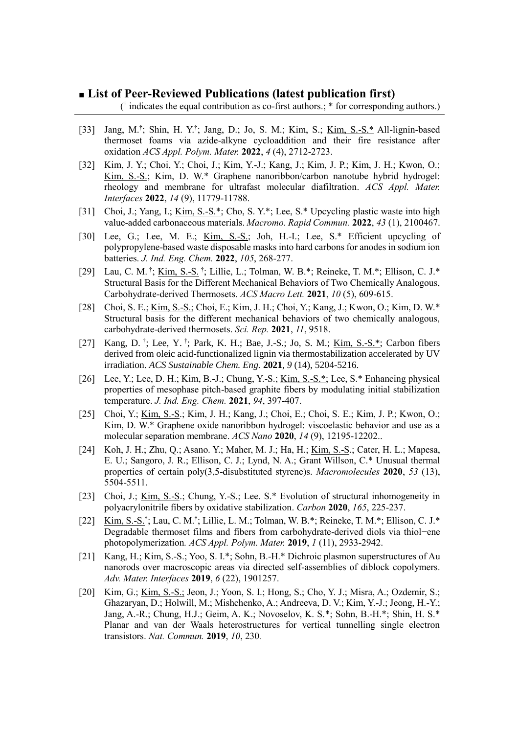## ■ List of Peer-Reviewed Publications (latest publication first)

(† indicates the equal contribution as co-first authors.; * for corresponding authors.)

---

[33] Jang, M.†; Shin, H. Y.†; Jang, D.; Jo, S. M.; Kim, S.; <u>Kim, S.-S.*</u> All-lignin-based thermoset foams via azide-alkyne cycloaddition and their fire resistance after oxidation *ACS Appl. Polym. Mater.* **2022**, *4* (4), 2712-2723.

[32] Kim, J. Y.; Choi, Y.; Choi, J.; Kim, Y.-J.; Kang, J.; Kim, J. P.; Kim, J. H.; Kwon, O.; <u>Kim, S.-S.</u>; Kim, D. W.* Graphene nanoribbon/carbon nanotube hybrid hydrogel: rheology and membrane for ultrafast molecular diafiltration. *ACS Appl. Mater. Interfaces* **2022**, *14* (9), 11779-11788.

[31] Choi, J.; Yang, I.; <u>Kim, S.-S.*</u>; Cho, S. Y.*; Lee, S.* Upcycling plastic waste into high value-added carbonaceous materials. *Macromo. Rapid Commun.* **2022**, *43* (1), 2100467.

[30] Lee, G.; Lee, M. E.; <u>Kim, S.-S.</u>; Joh, H.-I.; Lee, S.* Efficient upcycling of polypropylene-based waste disposable masks into hard carbons for anodes in sodium ion batteries. *J. Ind. Eng. Chem.* **2022**, *105*, 268-277.

[29] Lau, C. M. †; <u>Kim, S.-S.</u> †; Lillie, L.; Tolman, W. B.*; Reineke, T. M.*; Ellison, C. J.* Structural Basis for the Different Mechanical Behaviors of Two Chemically Analogous, Carbohydrate-derived Thermosets. *ACS Macro Lett.* **2021**, *10* (5), 609-615.

[28] Choi, S. E.; <u>Kim, S.-S.</u>; Choi, E.; Kim, J. H.; Choi, Y.; Kang, J.; Kwon, O.; Kim, D. W.* Structural basis for the different mechanical behaviors of two chemically analogous, carbohydrate-derived thermosets. *Sci. Rep.* **2021**, *11*, 9518.

[27] Kang, D. †; Lee, Y. †; Park, K. H.; Bae, J.-S.; Jo, S. M.; <u>Kim, S.-S.*</u>; Carbon fibers derived from oleic acid-functionalized lignin via thermostabilization accelerated by UV irradiation. *ACS Sustainable Chem. Eng.* **2021**, *9* (14), 5204-5216.

[26] Lee, Y.; Lee, D. H.; Kim, B.-J.; Chung, Y.-S.; <u>Kim, S.-S.*</u>; Lee, S.* Enhancing physical properties of mesophase pitch-based graphite fibers by modulating initial stabilization temperature. *J. Ind. Eng. Chem.* **2021**, *94*, 397-407.

[25] Choi, Y.; <u>Kim, S.-S.</u>; Kim, J. H.; Kang, J.; Choi, E.; Choi, S. E.; Kim, J. P.; Kwon, O.; Kim, D. W.* Graphene oxide nanoribbon hydrogel: viscoelastic behavior and use as a molecular separation membrane. *ACS Nano* **2020**, *14* (9), 12195-12202..

[24] Koh, J. H.; Zhu, Q.; Asano. Y.; Maher, M. J.; Ha, H.; <u>Kim, S.-S.</u>; Cater, H. L.; Mapesa, E. U.; Sangoro, J. R.; Ellison, C. J.; Lynd, N. A.; Grant Willson, C.* Unusual thermal properties of certain poly(3,5-disubstituted styrene)s. *Macromolecules* **2020**, *53* (13), 5504-5511.

[23] Choi, J.; <u>Kim, S.-S.</u>; Chung, Y.-S.; Lee. S.* Evolution of structural inhomogeneity in polyacrylonitrile fibers by oxidative stabilization. *Carbon* **2020**, *165*, 225-237.

[22] <u>Kim, S.-S.</u>†; Lau, C. M.†; Lillie, L. M.; Tolman, W. B.*; Reineke, T. M.*; Ellison, C. J.* Degradable thermoset films and fibers from carbohydrate-derived diols via thiol−ene photopolymerization. *ACS Appl. Polym. Mater.* **2019**, *1* (11), 2933-2942.

[21] Kang, H.; <u>Kim, S.-S.</u>; Yoo, S. I.*; Sohn, B.-H.* Dichroic plasmon superstructures of Au nanorods over macroscopic areas via directed self-assemblies of diblock copolymers. *Adv. Mater. Interfaces* **2019**, *6* (22), 1901257.

[20] Kim, G.; <u>Kim, S.-S.;</u> Jeon, J.; Yoon, S. I.; Hong, S.; Cho, Y. J.; Misra, A.; Ozdemir, S.; Ghazaryan, D.; Holwill, M.; Mishchenko, A.; Andreeva, D. V.; Kim, Y.-J.; Jeong, H.-Y.; Jang, A.-R.; Chung, H.J.; Geim, A. K.; Novoselov, K. S.*; Sohn, B.-H.*; Shin, H. S.* Planar and van der Waals heterostructures for vertical tunnelling single electron transistors. *Nat. Commun.* **2019**, *10*, 230.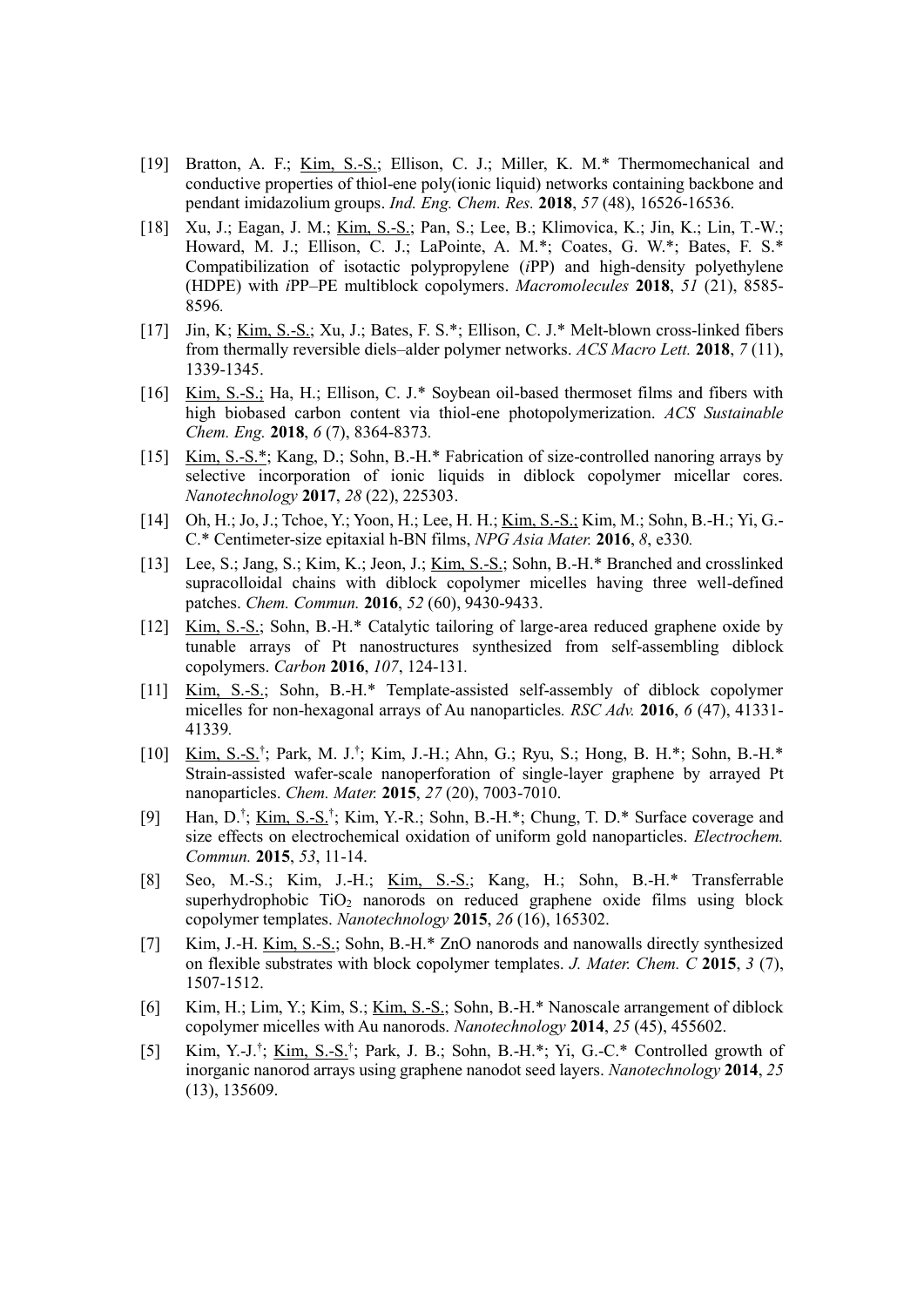[19] Bratton, A. F.; Kim, S.-S.; Ellison, C. J.; Miller, K. M.* Thermomechanical and conductive properties of thiol-ene poly(ionic liquid) networks containing backbone and pendant imidazolium groups. *Ind. Eng. Chem. Res.* **2018**, *57* (48), 16526-16536.

[18] Xu, J.; Eagan, J. M.; Kim, S.-S.; Pan, S.; Lee, B.; Klimovica, K.; Jin, K.; Lin, T.-W.; Howard, M. J.; Ellison, C. J.; LaPointe, A. M.*; Coates, G. W.*; Bates, F. S.* Compatibilization of isotactic polypropylene (*i*PP) and high-density polyethylene (HDPE) with *i*PP–PE multiblock copolymers. *Macromolecules* **2018**, *51* (21), 8585-8596.

[17] Jin, K; Kim, S.-S.; Xu, J.; Bates, F. S.*; Ellison, C. J.* Melt-blown cross-linked fibers from thermally reversible diels–alder polymer networks. *ACS Macro Lett.* **2018**, *7* (11), 1339-1345.

[16] Kim, S.-S.; Ha, H.; Ellison, C. J.* Soybean oil-based thermoset films and fibers with high biobased carbon content via thiol-ene photopolymerization. *ACS Sustainable Chem. Eng.* **2018**, *6* (7), 8364-8373.

[15] Kim, S.-S.*; Kang, D.; Sohn, B.-H.* Fabrication of size-controlled nanoring arrays by selective incorporation of ionic liquids in diblock copolymer micellar cores. *Nanotechnology* **2017**, *28* (22), 225303.

[14] Oh, H.; Jo, J.; Tchoe, Y.; Yoon, H.; Lee, H. H.; Kim, S.-S.; Kim, M.; Sohn, B.-H.; Yi, G.-C.* Centimeter-size epitaxial h-BN films, *NPG Asia Mater.* **2016**, *8*, e330.

[13] Lee, S.; Jang, S.; Kim, K.; Jeon, J.; Kim, S.-S.; Sohn, B.-H.* Branched and crosslinked supracolloidal chains with diblock copolymer micelles having three well-defined patches. *Chem. Commun.* **2016**, *52* (60), 9430-9433.

[12] Kim, S.-S.; Sohn, B.-H.* Catalytic tailoring of large-area reduced graphene oxide by tunable arrays of Pt nanostructures synthesized from self-assembling diblock copolymers. *Carbon* **2016**, *107*, 124-131.

[11] Kim, S.-S.; Sohn, B.-H.* Template-assisted self-assembly of diblock copolymer micelles for non-hexagonal arrays of Au nanoparticles. *RSC Adv.* **2016**, *6* (47), 41331-41339.

[10] Kim, S.-S.[†]; Park, M. J.[†]; Kim, J.-H.; Ahn, G.; Ryu, S.; Hong, B. H.*; Sohn, B.-H.* Strain-assisted wafer-scale nanoperforation of single-layer graphene by arrayed Pt nanoparticles. *Chem. Mater.* **2015**, *27* (20), 7003-7010.

[9] Han, D.[†]; Kim, S.-S.[†]; Kim, Y.-R.; Sohn, B.-H.*; Chung, T. D.* Surface coverage and size effects on electrochemical oxidation of uniform gold nanoparticles. *Electrochem. Commun.* **2015**, *53*, 11-14.

[8] Seo, M.-S.; Kim, J.-H.; Kim, S.-S.; Kang, H.; Sohn, B.-H.* Transferrable superhydrophobic $TiO_2$ nanorods on reduced graphene oxide films using block copolymer templates. *Nanotechnology* **2015**, *26* (16), 165302.

[7] Kim, J.-H. Kim, S.-S.; Sohn, B.-H.* ZnO nanorods and nanowalls directly synthesized on flexible substrates with block copolymer templates. *J. Mater. Chem. C* **2015**, *3* (7), 1507-1512.

[6] Kim, H.; Lim, Y.; Kim, S.; Kim, S.-S.; Sohn, B.-H.* Nanoscale arrangement of diblock copolymer micelles with Au nanorods. *Nanotechnology* **2014**, *25* (45), 455602.

[5] Kim, Y.-J.[†]; Kim, S.-S.[†]; Park, J. B.; Sohn, B.-H.*; Yi, G.-C.* Controlled growth of inorganic nanorod arrays using graphene nanodot seed layers. *Nanotechnology* **2014**, *25* (13), 135609.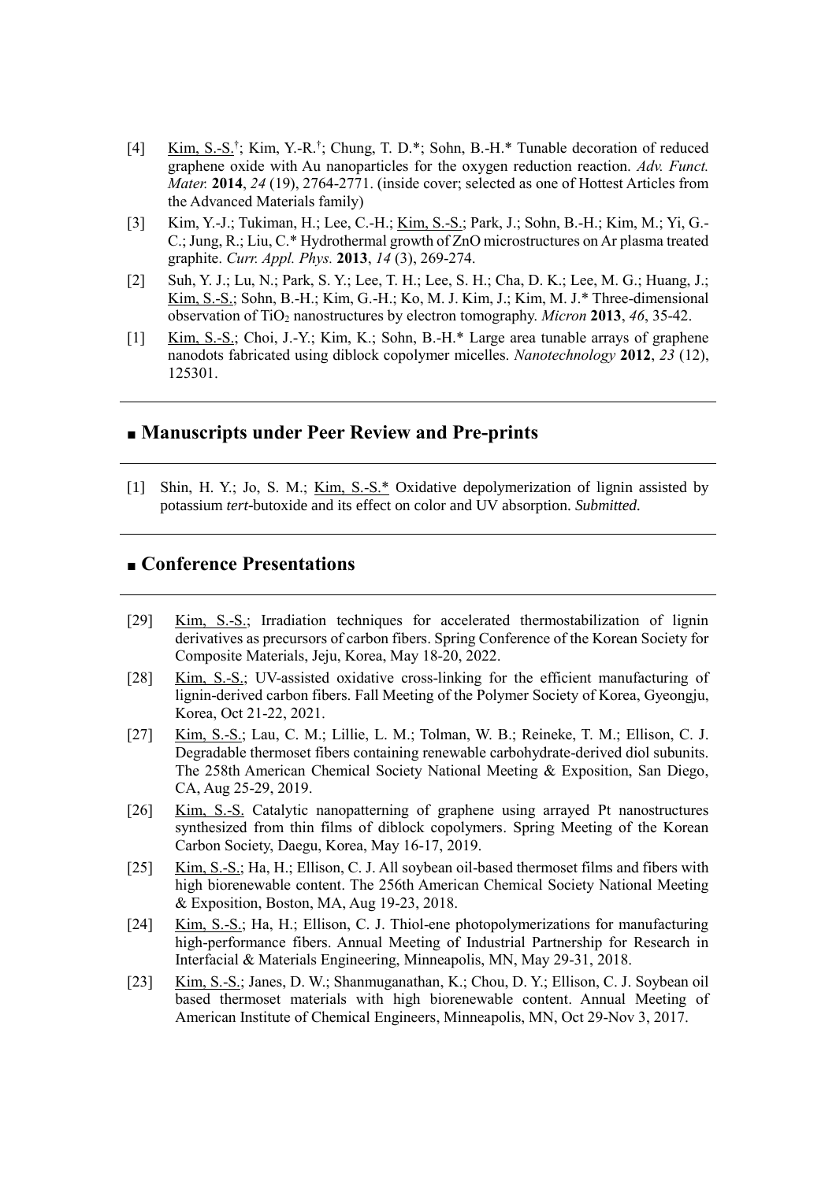[4] <u>Kim, S.-S.</u>[†]; Kim, Y.-R.[†]; Chung, T. D.*; Sohn, B.-H.* Tunable decoration of reduced graphene oxide with Au nanoparticles for the oxygen reduction reaction. *Adv. Funct. Mater.* **2014**, *24* (19), 2764-2771. (inside cover; selected as one of Hottest Articles from the Advanced Materials family)

[3] Kim, Y.-J.; Tukiman, H.; Lee, C.-H.; <u>Kim, S.-S.</u>; Park, J.; Sohn, B.-H.; Kim, M.; Yi, G.-C.; Jung, R.; Liu, C.* Hydrothermal growth of ZnO microstructures on Ar plasma treated graphite. *Curr. Appl. Phys.* **2013**, *14* (3), 269-274.

[2] Suh, Y. J.; Lu, N.; Park, S. Y.; Lee, T. H.; Lee, S. H.; Cha, D. K.; Lee, M. G.; Huang, J.; <u>Kim, S.-S.</u>; Sohn, B.-H.; Kim, G.-H.; Ko, M. J. Kim, J.; Kim, M. J.* Three-dimensional observation of $TiO_2$ nanostructures by electron tomography. *Micron* **2013**, *46*, 35-42.

[1] <u>Kim, S.-S.</u>; Choi, J.-Y.; Kim, K.; Sohn, B.-H.* Large area tunable arrays of graphene nanodots fabricated using diblock copolymer micelles. *Nanotechnology* **2012**, *23* (12), 125301.

## ■ Manuscripts under Peer Review and Pre-prints

[1] Shin, H. Y.; Jo, S. M.; <u>Kim, S.-S.*</u> Oxidative depolymerization of lignin assisted by potassium *tert*-butoxide and its effect on color and UV absorption. *Submitted.*

## ■ Conference Presentations

[29] <u>Kim, S.-S.</u>; Irradiation techniques for accelerated thermostabilization of lignin derivatives as precursors of carbon fibers. Spring Conference of the Korean Society for Composite Materials, Jeju, Korea, May 18-20, 2022.

[28] <u>Kim, S.-S.</u>; UV-assisted oxidative cross-linking for the efficient manufacturing of lignin-derived carbon fibers. Fall Meeting of the Polymer Society of Korea, Gyeongju, Korea, Oct 21-22, 2021.

[27] <u>Kim, S.-S.</u>; Lau, C. M.; Lillie, L. M.; Tolman, W. B.; Reineke, T. M.; Ellison, C. J. Degradable thermoset fibers containing renewable carbohydrate-derived diol subunits. The 258th American Chemical Society National Meeting & Exposition, San Diego, CA, Aug 25-29, 2019.

[26] <u>Kim, S.-S.</u> Catalytic nanopatterning of graphene using arrayed Pt nanostructures synthesized from thin films of diblock copolymers. Spring Meeting of the Korean Carbon Society, Daegu, Korea, May 16-17, 2019.

[25] <u>Kim, S.-S.</u>; Ha, H.; Ellison, C. J. All soybean oil-based thermoset films and fibers with high biorenewable content. The 256th American Chemical Society National Meeting & Exposition, Boston, MA, Aug 19-23, 2018.

[24] <u>Kim, S.-S.</u>; Ha, H.; Ellison, C. J. Thiol-ene photopolymerizations for manufacturing high-performance fibers. Annual Meeting of Industrial Partnership for Research in Interfacial & Materials Engineering, Minneapolis, MN, May 29-31, 2018.

[23] <u>Kim, S.-S.</u>; Janes, D. W.; Shanmuganathan, K.; Chou, D. Y.; Ellison, C. J. Soybean oil based thermoset materials with high biorenewable content. Annual Meeting of American Institute of Chemical Engineers, Minneapolis, MN, Oct 29-Nov 3, 2017.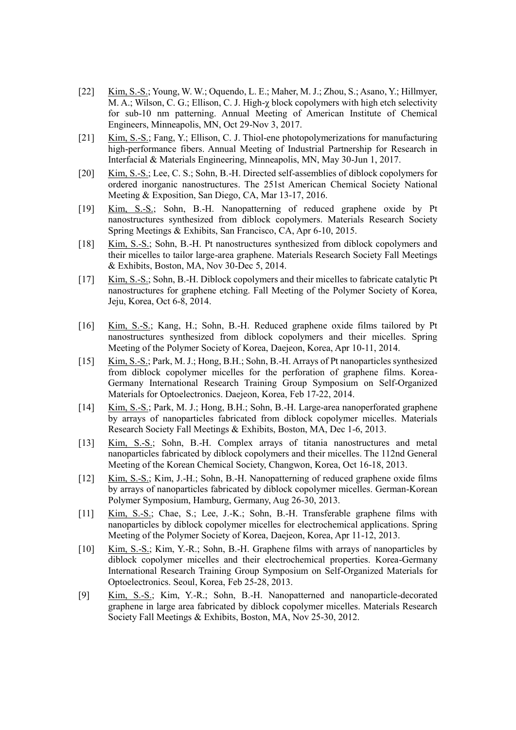[22] Kim, S.-S.; Young, W. W.; Oquendo, L. E.; Maher, M. J.; Zhou, S.; Asano, Y.; Hillmyer, M. A.; Wilson, C. G.; Ellison, C. J. High-χ block copolymers with high etch selectivity for sub-10 nm patterning. Annual Meeting of American Institute of Chemical Engineers, Minneapolis, MN, Oct 29-Nov 3, 2017.

[21] Kim, S.-S.; Fang, Y.; Ellison, C. J. Thiol-ene photopolymerizations for manufacturing high-performance fibers. Annual Meeting of Industrial Partnership for Research in Interfacial & Materials Engineering, Minneapolis, MN, May 30-Jun 1, 2017.

[20] Kim, S.-S.; Lee, C. S.; Sohn, B.-H. Directed self-assemblies of diblock copolymers for ordered inorganic nanostructures. The 251st American Chemical Society National Meeting & Exposition, San Diego, CA, Mar 13-17, 2016.

[19] Kim, S.-S.; Sohn, B.-H. Nanopatterning of reduced graphene oxide by Pt nanostructures synthesized from diblock copolymers. Materials Research Society Spring Meetings & Exhibits, San Francisco, CA, Apr 6-10, 2015.

[18] Kim, S.-S.; Sohn, B.-H. Pt nanostructures synthesized from diblock copolymers and their micelles to tailor large-area graphene. Materials Research Society Fall Meetings & Exhibits, Boston, MA, Nov 30-Dec 5, 2014.

[17] Kim, S.-S.; Sohn, B.-H. Diblock copolymers and their micelles to fabricate catalytic Pt nanostructures for graphene etching. Fall Meeting of the Polymer Society of Korea, Jeju, Korea, Oct 6-8, 2014.

[16] Kim, S.-S.; Kang, H.; Sohn, B.-H. Reduced graphene oxide films tailored by Pt nanostructures synthesized from diblock copolymers and their micelles. Spring Meeting of the Polymer Society of Korea, Daejeon, Korea, Apr 10-11, 2014.

[15] Kim, S.-S.; Park, M. J.; Hong, B.H.; Sohn, B.-H. Arrays of Pt nanoparticles synthesized from diblock copolymer micelles for the perforation of graphene films. Korea-Germany International Research Training Group Symposium on Self-Organized Materials for Optoelectronics. Daejeon, Korea, Feb 17-22, 2014.

[14] Kim, S.-S.; Park, M. J.; Hong, B.H.; Sohn, B.-H. Large-area nanoperforated graphene by arrays of nanoparticles fabricated from diblock copolymer micelles. Materials Research Society Fall Meetings & Exhibits, Boston, MA, Dec 1-6, 2013.

[13] Kim, S.-S.; Sohn, B.-H. Complex arrays of titania nanostructures and metal nanoparticles fabricated by diblock copolymers and their micelles. The 112nd General Meeting of the Korean Chemical Society, Changwon, Korea, Oct 16-18, 2013.

[12] Kim, S.-S.; Kim, J.-H.; Sohn, B.-H. Nanopatterning of reduced graphene oxide films by arrays of nanoparticles fabricated by diblock copolymer micelles. German-Korean Polymer Symposium, Hamburg, Germany, Aug 26-30, 2013.

[11] Kim, S.-S.; Chae, S.; Lee, J.-K.; Sohn, B.-H. Transferable graphene films with nanoparticles by diblock copolymer micelles for electrochemical applications. Spring Meeting of the Polymer Society of Korea, Daejeon, Korea, Apr 11-12, 2013.

[10] Kim, S.-S.; Kim, Y.-R.; Sohn, B.-H. Graphene films with arrays of nanoparticles by diblock copolymer micelles and their electrochemical properties. Korea-Germany International Research Training Group Symposium on Self-Organized Materials for Optoelectronics. Seoul, Korea, Feb 25-28, 2013.

[9] Kim, S.-S.; Kim, Y.-R.; Sohn, B.-H. Nanopatterned and nanoparticle-decorated graphene in large area fabricated by diblock copolymer micelles. Materials Research Society Fall Meetings & Exhibits, Boston, MA, Nov 25-30, 2012.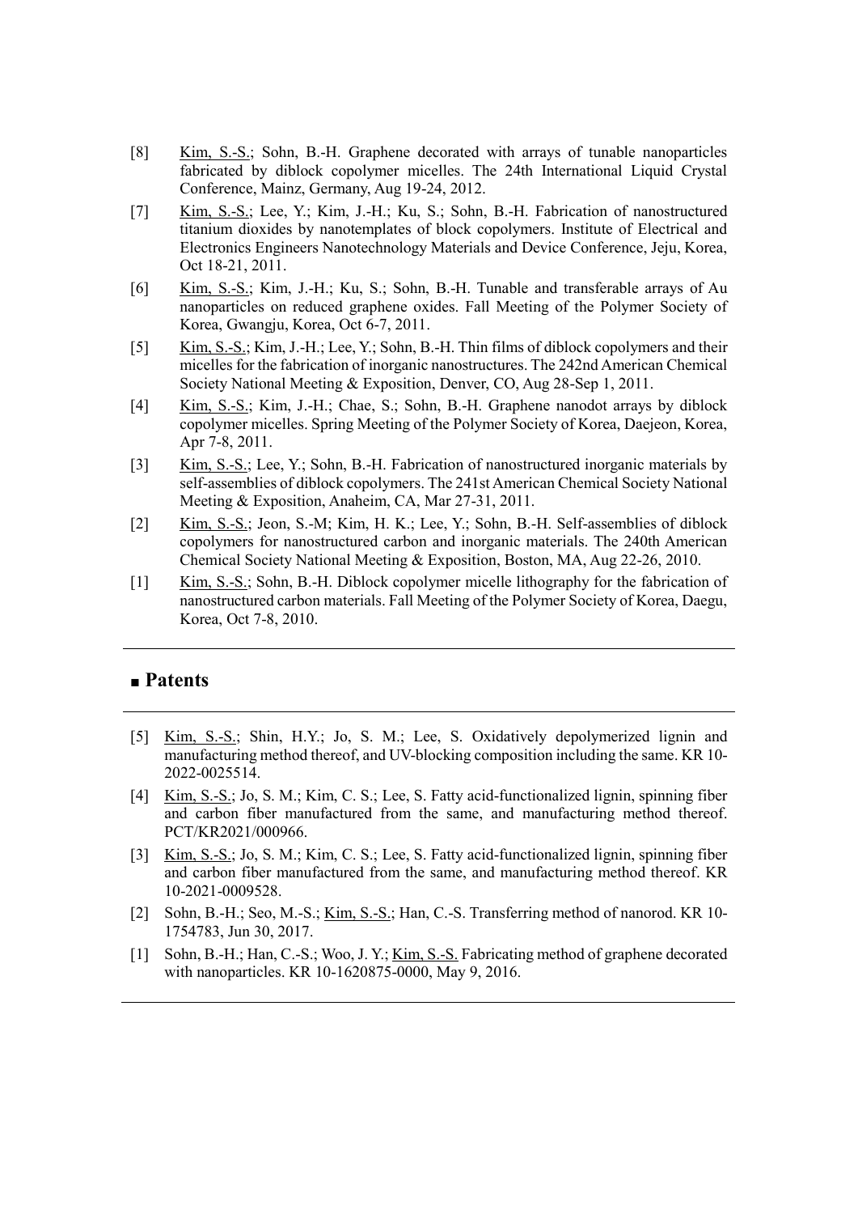[8] Kim, S.-S.; Sohn, B.-H. Graphene decorated with arrays of tunable nanoparticles fabricated by diblock copolymer micelles. The 24th International Liquid Crystal Conference, Mainz, Germany, Aug 19-24, 2012.

[7] Kim, S.-S.; Lee, Y.; Kim, J.-H.; Ku, S.; Sohn, B.-H. Fabrication of nanostructured titanium dioxides by nanotemplates of block copolymers. Institute of Electrical and Electronics Engineers Nanotechnology Materials and Device Conference, Jeju, Korea, Oct 18-21, 2011.

[6] Kim, S.-S.; Kim, J.-H.; Ku, S.; Sohn, B.-H. Tunable and transferable arrays of Au nanoparticles on reduced graphene oxides. Fall Meeting of the Polymer Society of Korea, Gwangju, Korea, Oct 6-7, 2011.

[5] Kim, S.-S.; Kim, J.-H.; Lee, Y.; Sohn, B.-H. Thin films of diblock copolymers and their micelles for the fabrication of inorganic nanostructures. The 242nd American Chemical Society National Meeting & Exposition, Denver, CO, Aug 28-Sep 1, 2011.

[4] Kim, S.-S.; Kim, J.-H.; Chae, S.; Sohn, B.-H. Graphene nanodot arrays by diblock copolymer micelles. Spring Meeting of the Polymer Society of Korea, Daejeon, Korea, Apr 7-8, 2011.

[3] Kim, S.-S.; Lee, Y.; Sohn, B.-H. Fabrication of nanostructured inorganic materials by self-assemblies of diblock copolymers. The 241st American Chemical Society National Meeting & Exposition, Anaheim, CA, Mar 27-31, 2011.

[2] Kim, S.-S.; Jeon, S.-M; Kim, H. K.; Lee, Y.; Sohn, B.-H. Self-assemblies of diblock copolymers for nanostructured carbon and inorganic materials. The 240th American Chemical Society National Meeting & Exposition, Boston, MA, Aug 22-26, 2010.

[1] Kim, S.-S.; Sohn, B.-H. Diblock copolymer micelle lithography for the fabrication of nanostructured carbon materials. Fall Meeting of the Polymer Society of Korea, Daegu, Korea, Oct 7-8, 2010.

## ■ Patents

[5] Kim, S.-S.; Shin, H.Y.; Jo, S. M.; Lee, S. Oxidatively depolymerized lignin and manufacturing method thereof, and UV-blocking composition including the same. KR 10-2022-0025514.

[4] Kim, S.-S.; Jo, S. M.; Kim, C. S.; Lee, S. Fatty acid-functionalized lignin, spinning fiber and carbon fiber manufactured from the same, and manufacturing method thereof. PCT/KR2021/000966.

[3] Kim, S.-S.; Jo, S. M.; Kim, C. S.; Lee, S. Fatty acid-functionalized lignin, spinning fiber and carbon fiber manufactured from the same, and manufacturing method thereof. KR 10-2021-0009528.

[2] Sohn, B.-H.; Seo, M.-S.; Kim, S.-S.; Han, C.-S. Transferring method of nanorod. KR 10-1754783, Jun 30, 2017.

[1] Sohn, B.-H.; Han, C.-S.; Woo, J. Y.; Kim, S.-S. Fabricating method of graphene decorated with nanoparticles. KR 10-1620875-0000, May 9, 2016.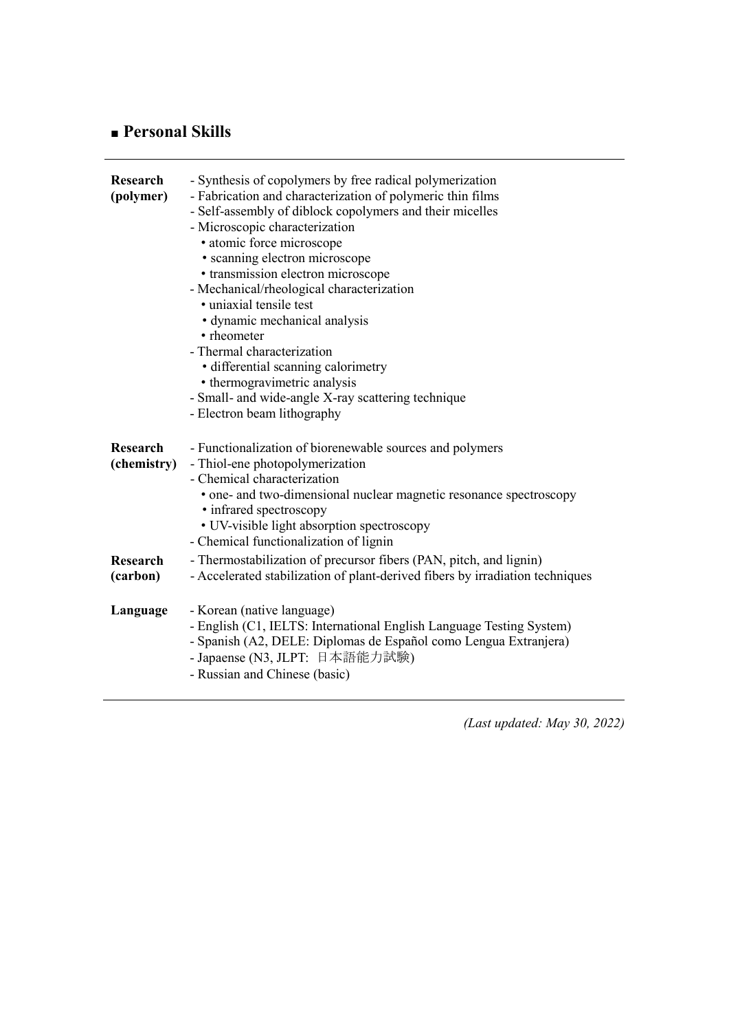## ■ Personal Skills

| | |
|---|---|
| **Research (polymer)** | - Synthesis of copolymers by free radical polymerization<br>- Fabrication and characterization of polymeric thin films<br>- Self-assembly of diblock copolymers and their micelles<br>- Microscopic characterization<br>  • atomic force microscope<br>  • scanning electron microscope<br>  • transmission electron microscope<br>- Mechanical/rheological characterization<br>  • uniaxial tensile test<br>  • dynamic mechanical analysis<br>  • rheometer<br>- Thermal characterization<br>  • differential scanning calorimetry<br>  • thermogravimetric analysis<br>- Small- and wide-angle X-ray scattering technique<br>- Electron beam lithography |
| **Research (chemistry)** | - Functionalization of biorenewable sources and polymers<br>- Thiol-ene photopolymerization<br>- Chemical characterization<br>  • one- and two-dimensional nuclear magnetic resonance spectroscopy<br>  • infrared spectroscopy<br>  • UV-visible light absorption spectroscopy<br>- Chemical functionalization of lignin |
| **Research (carbon)** | - Thermostabilization of precursor fibers (PAN, pitch, and lignin)<br>- Accelerated stabilization of plant-derived fibers by irradiation techniques |
| **Language** | - Korean (native language)<br>- English (C1, IELTS: International English Language Testing System)<br>- Spanish (A2, DELE: Diplomas de Español como Lengua Extranjera)<br>- Japaense (N3, JLPT: 日本語能力試験)<br>- Russian and Chinese (basic) |

*(Last updated: May 30, 2022)*